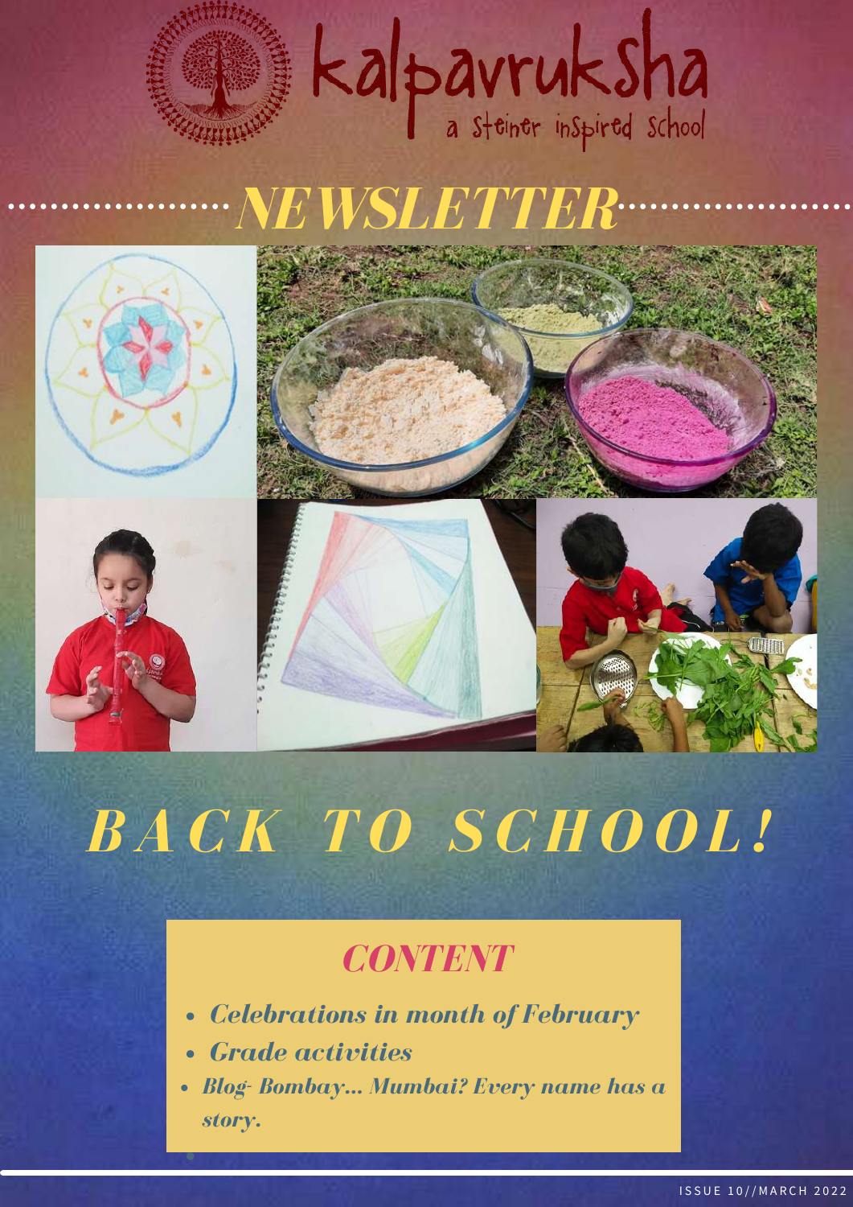# kalpavruksha

a Steiner inspired school

# NEWSLETTER

# *BACK TO SCHOOL!*

## *CONTENT*

- ***Celebrations in month of February***
- ***Grade activities***
- ***Blog- Bombay... Mumbai? Every name has a story.***

ISSUE 10//MARCH 2022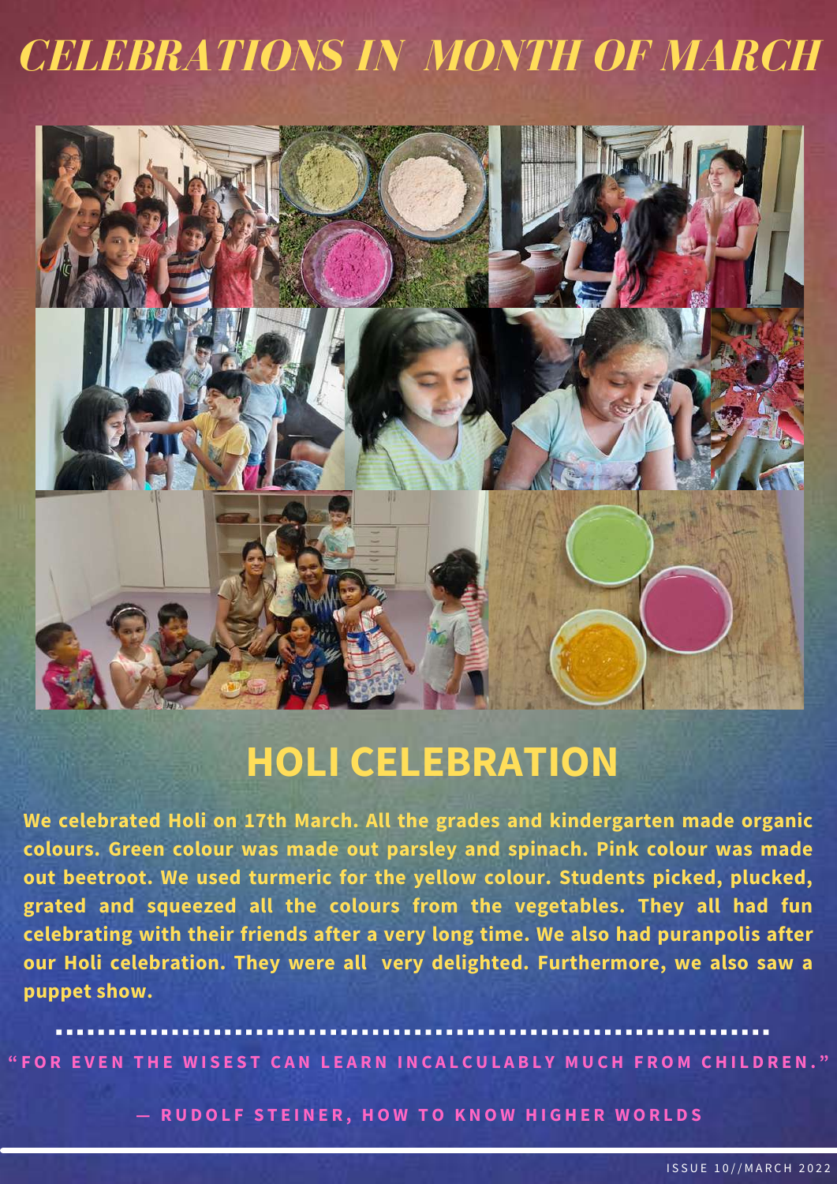# CELEBRATIONS IN MONTH OF MARCH

## HOLI CELEBRATION

**We celebrated Holi on 17th March. All the grades and kindergarten made organic colours. Green colour was made out parsley and spinach. Pink colour was made out beetroot. We used turmeric for the yellow colour. Students picked, plucked, grated and squeezed all the colours from the vegetables. They all had fun celebrating with their friends after a very long time. We also had puranpolis after our Holi celebration. They were all very delighted. Furthermore, we also saw a puppet show.**

**"FOR EVEN THE WISEST CAN LEARN INCALCULABLY MUCH FROM CHILDREN."**

**— RUDOLF STEINER, HOW TO KNOW HIGHER WORLDS**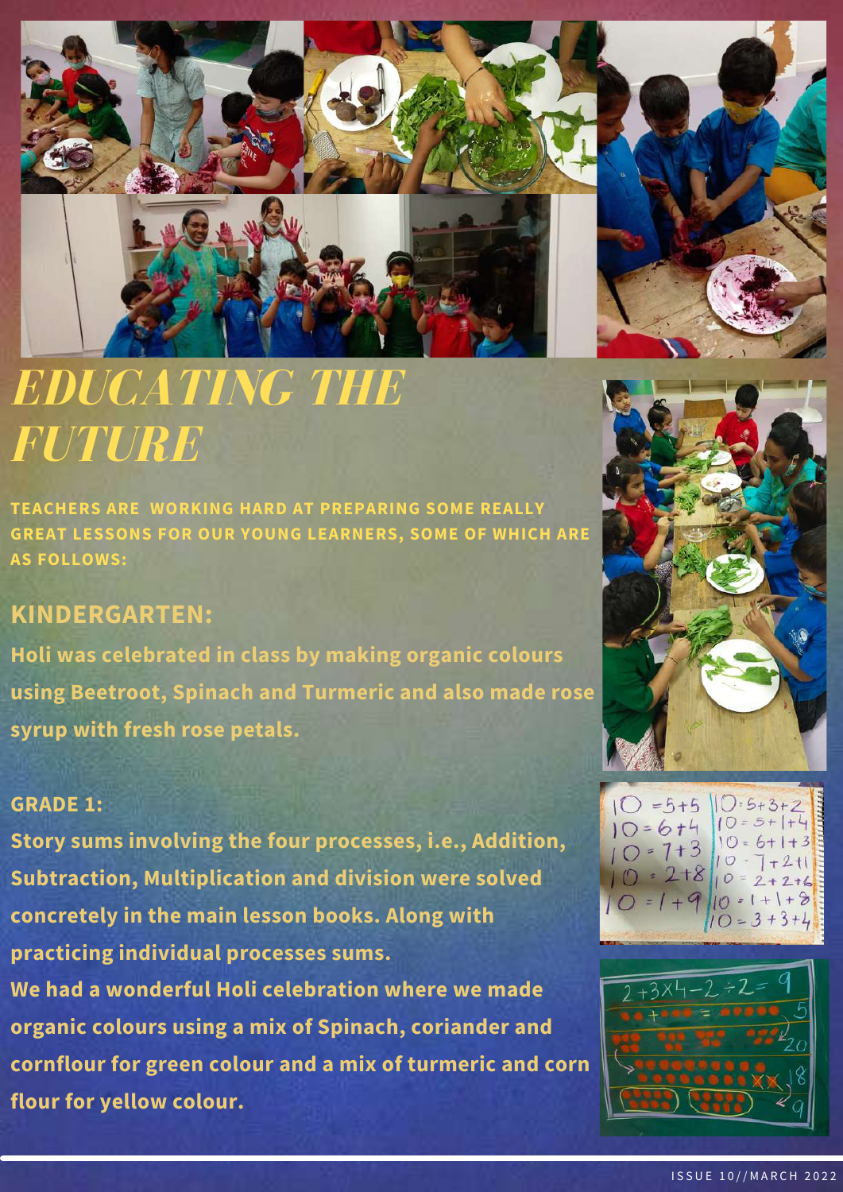# *EDUCATING THE FUTURE*

**TEACHERS ARE WORKING HARD AT PREPARING SOME REALLY GREAT LESSONS FOR OUR YOUNG LEARNERS, SOME OF WHICH ARE AS FOLLOWS:**

## KINDERGARTEN:

**Holi was celebrated in class by making organic colours using Beetroot, Spinach and Turmeric and also made rose syrup with fresh rose petals.**

## GRADE 1:

**Story sums involving the four processes, i.e., Addition, Subtraction, Multiplication and division were solved concretely in the main lesson books. Along with practicing individual processes sums.**

**We had a wonderful Holi celebration where we made organic colours using a mix of Spinach, coriander and cornflour for green colour and a mix of turmeric and corn flour for yellow colour.**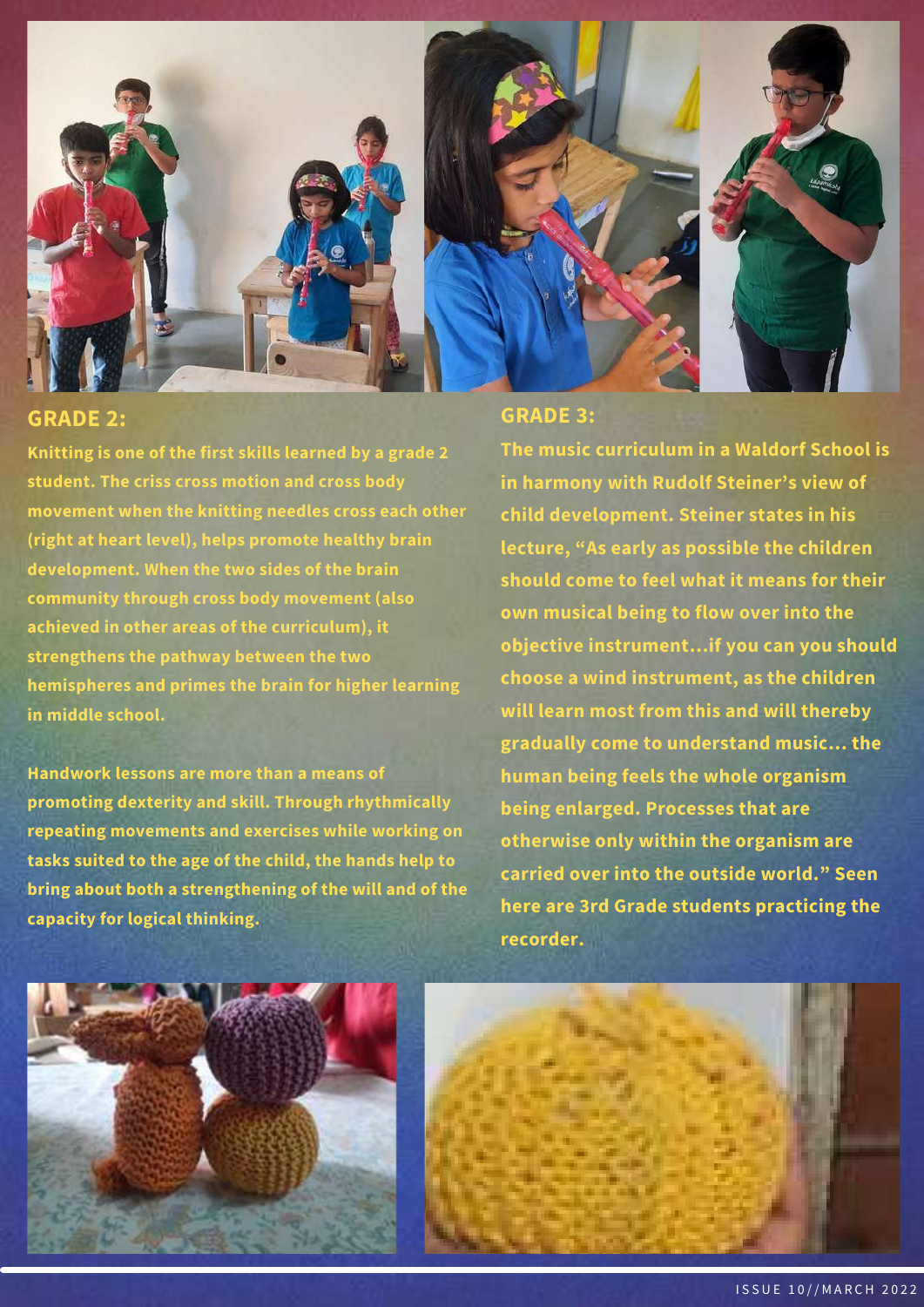## GRADE 2:

Knitting is one of the first skills learned by a grade 2 student. The criss cross motion and cross body movement when the knitting needles cross each other (right at heart level), helps promote healthy brain development. When the two sides of the brain community through cross body movement (also achieved in other areas of the curriculum), it strengthens the pathway between the two hemispheres and primes the brain for higher learning in middle school.

Handwork lessons are more than a means of promoting dexterity and skill. Through rhythmically repeating movements and exercises while working on tasks suited to the age of the child, the hands help to bring about both a strengthening of the will and of the capacity for logical thinking.

## GRADE 3:

The music curriculum in a Waldorf School is in harmony with Rudolf Steiner's view of child development. Steiner states in his lecture, "As early as possible the children should come to feel what it means for their own musical being to flow over into the objective instrument...if you can you should choose a wind instrument, as the children will learn most from this and will thereby gradually come to understand music... the human being feels the whole organism being enlarged. Processes that are otherwise only within the organism are carried over into the outside world." Seen here are 3rd Grade students practicing the recorder.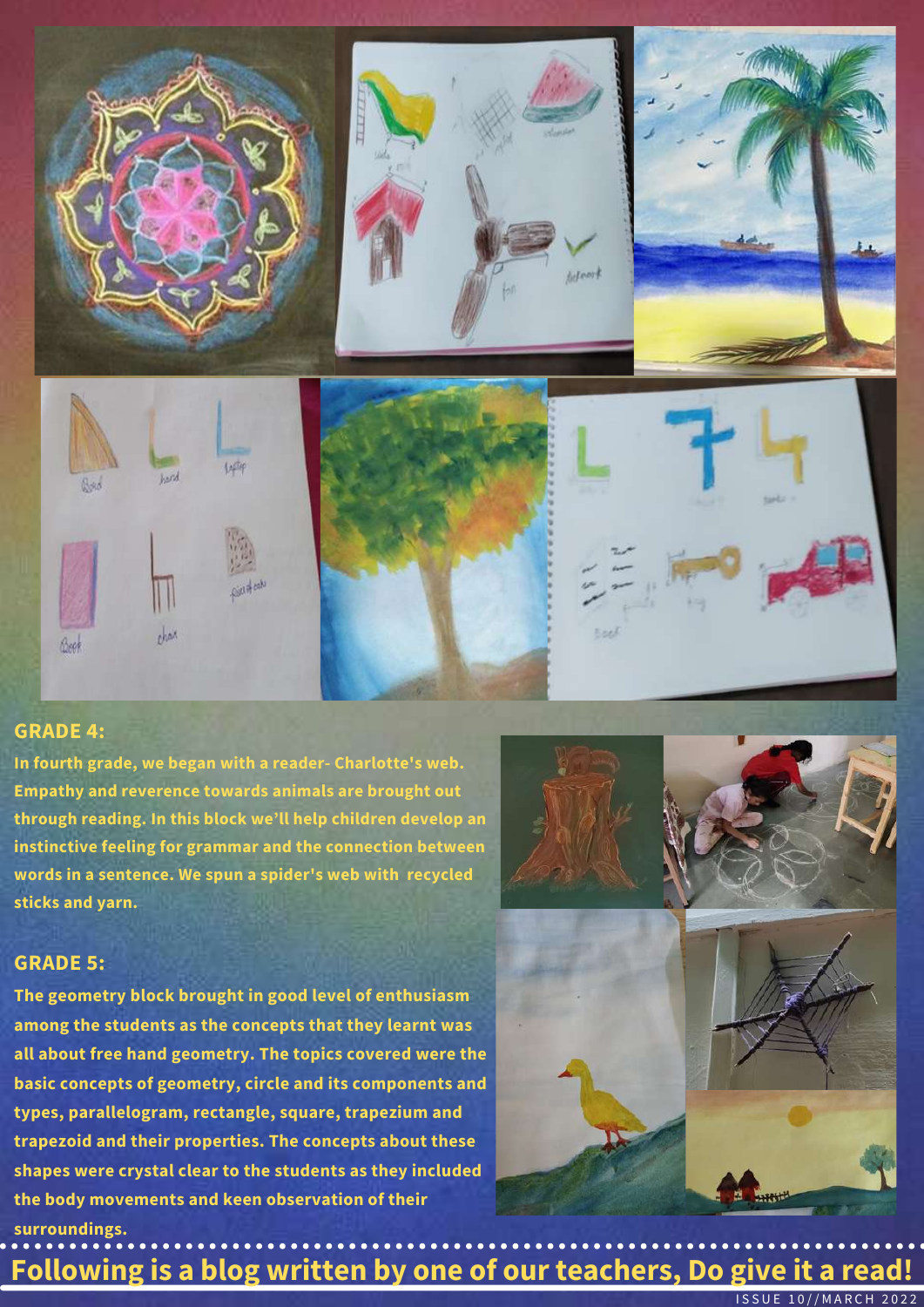## GRADE 4:

**In fourth grade, we began with a reader- Charlotte's web. Empathy and reverence towards animals are brought out through reading. In this block we'll help children develop an instinctive feeling for grammar and the connection between words in a sentence. We spun a spider's web with recycled sticks and yarn.**

## GRADE 5:

**The geometry block brought in good level of enthusiasm among the students as the concepts that they learnt was all about free hand geometry. The topics covered were the basic concepts of geometry, circle and its components and types, parallelogram, rectangle, square, trapezium and trapezoid and their properties. The concepts about these shapes were crystal clear to the students as they included the body movements and keen observation of their surroundings.**

## Following is a blog written by one of our teachers, Do give it a read!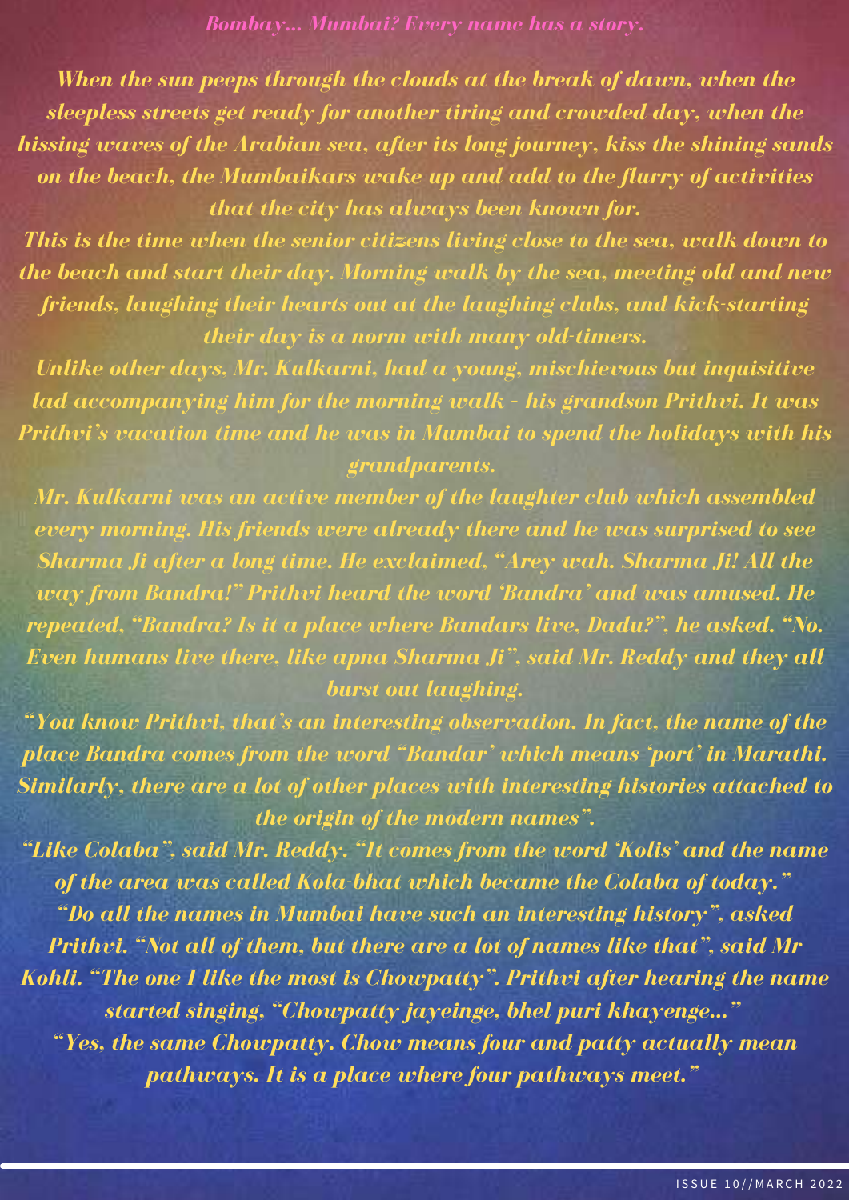*Bombay... Mumbai? Every name has a story.*

*When the sun peeps through the clouds at the break of dawn, when the sleepless streets get ready for another tiring and crowded day, when the hissing waves of the Arabian sea, after its long journey, kiss the shining sands on the beach, the Mumbaikars wake up and add to the flurry of activities that the city has always been known for.*

*This is the time when the senior citizens living close to the sea, walk down to the beach and start their day. Morning walk by the sea, meeting old and new friends, laughing their hearts out at the laughing clubs, and kick-starting their day is a norm with many old-timers.*

*Unlike other days, Mr. Kulkarni, had a young, mischievous but inquisitive lad accompanying him for the morning walk - his grandson Prithvi. It was Prithvi's vacation time and he was in Mumbai to spend the holidays with his grandparents.*

*Mr. Kulkarni was an active member of the laughter club which assembled every morning. His friends were already there and he was surprised to see Sharma Ji after a long time. He exclaimed, "Arey wah. Sharma Ji! All the way from Bandra!" Prithvi heard the word 'Bandra' and was amused. He repeated, "Bandra? Is it a place where Bandars live, Dadu?", he asked. "No. Even humans live there, like apna Sharma Ji", said Mr. Reddy and they all burst out laughing.*

*"You know Prithvi, that's an interesting observation. In fact, the name of the place Bandra comes from the word "Bandar' which means 'port' in Marathi. Similarly, there are a lot of other places with interesting histories attached to the origin of the modern names".*

*"Like Colaba", said Mr. Reddy. "It comes from the word 'Kolis' and the name of the area was called Kola-bhat which became the Colaba of today."*

*"Do all the names in Mumbai have such an interesting history", asked Prithvi. "Not all of them, but there are a lot of names like that", said Mr Kohli. "The one I like the most is Chowpatty". Prithvi after hearing the name started singing, "Chowpatty jayeinge, bhel puri khayenge..."*

*"Yes, the same Chowpatty. Chow means four and patty actually mean pathways. It is a place where four pathways meet."*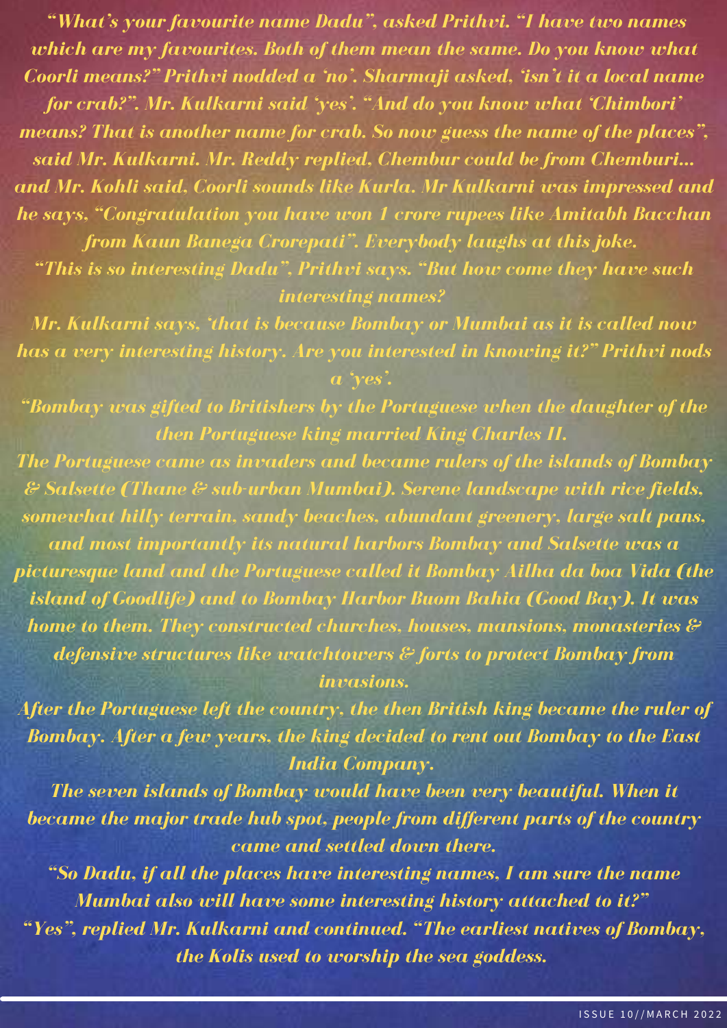*"What's your favourite name Dadu", asked Prithvi. "I have two names which are my favourites. Both of them mean the same. Do you know what Coorli means?" Prithvi nodded a 'no'. Sharmaji asked, 'isn't it a local name for crab?". Mr. Kulkarni said 'yes'. "And do you know what 'Chimbori' means? That is another name for crab. So now guess the name of the places", said Mr. Kulkarni. Mr. Reddy replied, Chembur could be from Chemburi… and Mr. Kohli said, Coorli sounds like Kurla. Mr Kulkarni was impressed and he says, "Congratulation you have won 1 crore rupees like Amitabh Bacchan from Kaun Banega Crorepati". Everybody laughs at this joke.*

*"This is so interesting Dadu", Prithvi says. "But how come they have such interesting names?*

*Mr. Kulkarni says, 'that is because Bombay or Mumbai as it is called now has a very interesting history. Are you interested in knowing it?" Prithvi nods a 'yes'.*

*"Bombay was gifted to Britishers by the Portuguese when the daughter of the then Portuguese king married King Charles II.*

*The Portuguese came as invaders and became rulers of the islands of Bombay & Salsette (Thane & sub-urban Mumbai). Serene landscape with rice fields, somewhat hilly terrain, sandy beaches, abundant greenery, large salt pans, and most importantly its natural harbors Bombay and Salsette was a picturesque land and the Portuguese called it Bombay Ailha da boa Vida (the island of Goodlife) and to Bombay Harbor Buom Bahia (Good Bay). It was home to them. They constructed churches, houses, mansions, monasteries & defensive structures like watchtowers & forts to protect Bombay from invasions.*

*After the Portuguese left the country, the then British king became the ruler of Bombay. After a few years, the king decided to rent out Bombay to the East India Company.*

*The seven islands of Bombay would have been very beautiful. When it became the major trade hub spot, people from different parts of the country came and settled down there.*

*"So Dadu, if all the places have interesting names, I am sure the name Mumbai also will have some interesting history attached to it?"*

*"Yes", replied Mr. Kulkarni and continued. "The earliest natives of Bombay, the Kolis used to worship the sea goddess.*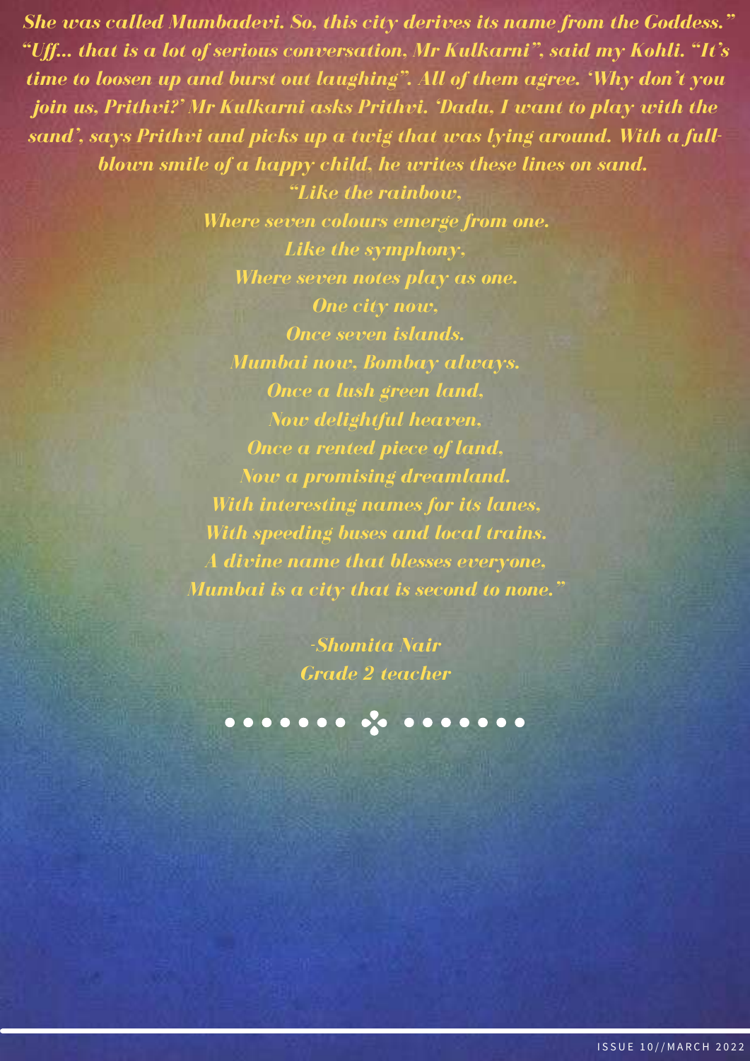*She was called Mumbadevi. So, this city derives its name from the Goddess." "Uff... that is a lot of serious conversation, Mr Kulkarni", said my Kohli. "It's time to loosen up and burst out laughing". All of them agree. 'Why don't you join us, Prithvi?' Mr Kulkarni asks Prithvi. 'Dadu, I want to play with the sand', says Prithvi and picks up a twig that was lying around. With a full-blown smile of a happy child, he writes these lines on sand.*

*"Like the rainbow,*
*Where seven colours emerge from one.*
*Like the symphony,*
*Where seven notes play as one.*
*One city now,*
*Once seven islands.*
*Mumbai now, Bombay always.*
*Once a lush green land,*
*Now delightful heaven,*
*Once a rented piece of land,*
*Now a promising dreamland.*
*With interesting names for its lanes,*
*With speeding buses and local trains.*
*A divine name that blesses everyone,*
*Mumbai is a city that is second to none."*

*-Shomita Nair*
*Grade 2 teacher*